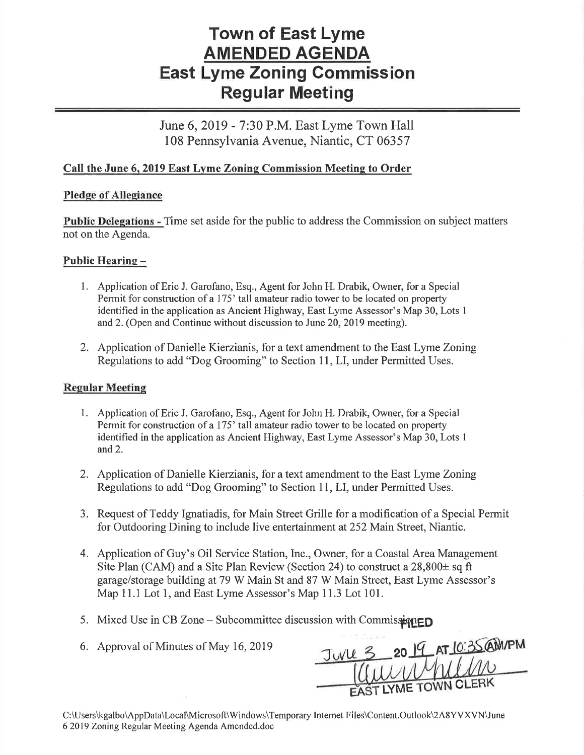# Town of East Lyme
# AMENDED AGENDA
# East Lyme Zoning Commission
# Regular Meeting

June 6, 2019 - 7:30 P.M. East Lyme Town Hall
108 Pennsylvania Avenue, Niantic, CT 06357

**Call the June 6, 2019 East Lyme Zoning Commission Meeting to Order**

**Pledge of Allegiance**

**Public Delegations -** Time set aside for the public to address the Commission on subject matters not on the Agenda.

**Public Hearing –**

1. Application of Eric J. Garofano, Esq., Agent for John H. Drabik, Owner, for a Special Permit for construction of a 175' tall amateur radio tower to be located on property identified in the application as Ancient Highway, East Lyme Assessor's Map 30, Lots 1 and 2. (Open and Continue without discussion to June 20, 2019 meeting).

2. Application of Danielle Kierzianis, for a text amendment to the East Lyme Zoning Regulations to add "Dog Grooming" to Section 11, LI, under Permitted Uses.

**Regular Meeting**

1. Application of Eric J. Garofano, Esq., Agent for John H. Drabik, Owner, for a Special Permit for construction of a 175' tall amateur radio tower to be located on property identified in the application as Ancient Highway, East Lyme Assessor's Map 30, Lots 1 and 2.

2. Application of Danielle Kierzianis, for a text amendment to the East Lyme Zoning Regulations to add "Dog Grooming" to Section 11, LI, under Permitted Uses.

3. Request of Teddy Ignatiadis, for Main Street Grille for a modification of a Special Permit for Outdooring Dining to include live entertainment at 252 Main Street, Niantic.

4. Application of Guy's Oil Service Station, Inc., Owner, for a Coastal Area Management Site Plan (CAM) and a Site Plan Review (Section 24) to construct a 28,800± sq ft garage/storage building at 79 W Main St and 87 W Main Street, East Lyme Assessor's Map 11.1 Lot 1, and East Lyme Assessor's Map 11.3 Lot 101.

5. Mixed Use in CB Zone – Subcommittee discussion with Commission

6. Approval of Minutes of May 16, 2019

FILED
June 3 2019 AT 10:35 AM/PM
EAST LYME TOWN CLERK

C:\Users\kgalbo\AppData\Local\Microsoft\Windows\Temporary Internet Files\Content.Outlook\2A8YVXVN\June 6 2019 Zoning Regular Meeting Agenda Amended.doc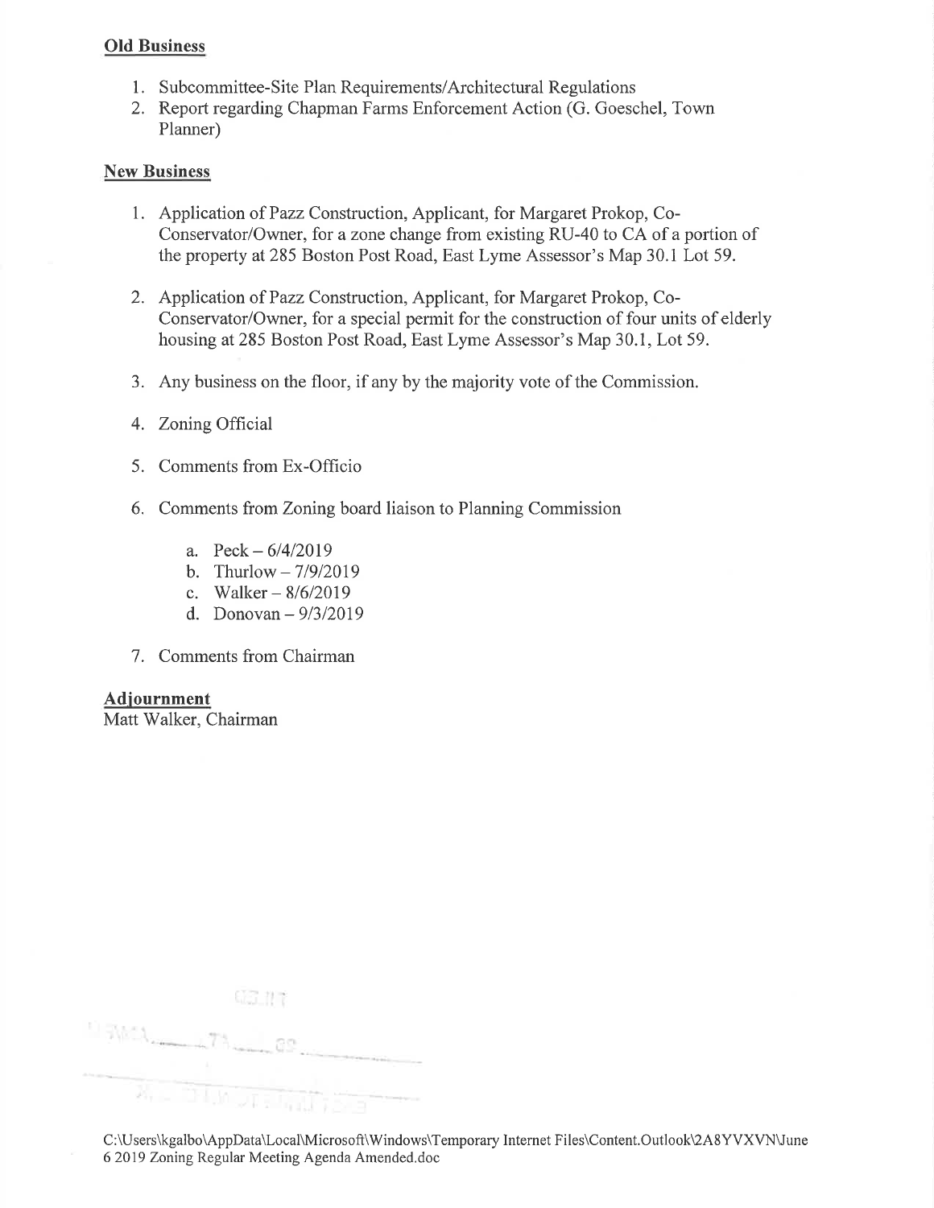**Old Business**

1. Subcommittee-Site Plan Requirements/Architectural Regulations
2. Report regarding Chapman Farms Enforcement Action (G. Goeschel, Town Planner)

**New Business**

1. Application of Pazz Construction, Applicant, for Margaret Prokop, Co-Conservator/Owner, for a zone change from existing RU-40 to CA of a portion of the property at 285 Boston Post Road, East Lyme Assessor's Map 30.1 Lot 59.

2. Application of Pazz Construction, Applicant, for Margaret Prokop, Co-Conservator/Owner, for a special permit for the construction of four units of elderly housing at 285 Boston Post Road, East Lyme Assessor's Map 30.1, Lot 59.

3. Any business on the floor, if any by the majority vote of the Commission.

4. Zoning Official

5. Comments from Ex-Officio

6. Comments from Zoning board liaison to Planning Commission

   a. Peck – 6/4/2019
   b. Thurlow – 7/9/2019
   c. Walker – 8/6/2019
   d. Donovan – 9/3/2019

7. Comments from Chairman

**Adjournment**
Matt Walker, Chairman

C:\Users\kgalbo\AppData\Local\Microsoft\Windows\Temporary Internet Files\Content.Outlook\2A8YVXVN\June 6 2019 Zoning Regular Meeting Agenda Amended.doc